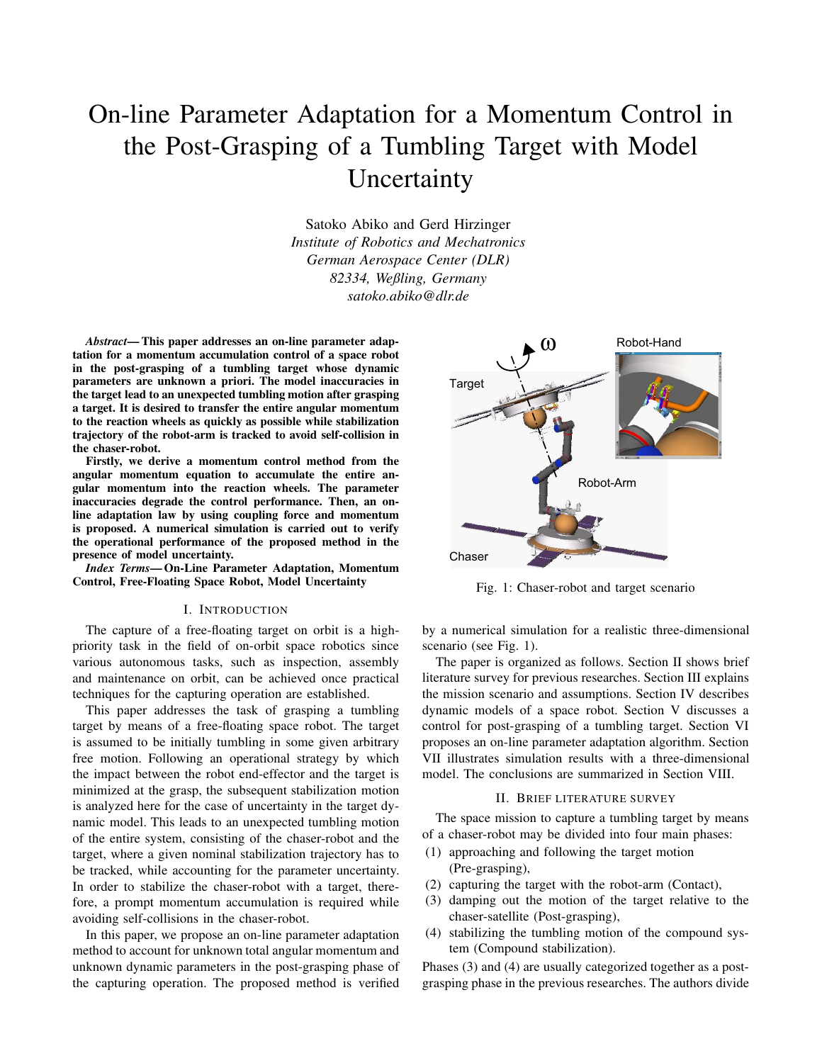# On-line Parameter Adaptation for a Momentum Control in the Post-Grasping of a Tumbling Target with Model Uncertainty

Satoko Abiko and Gerd Hirzinger
*Institute of Robotics and Mechatronics*
*German Aerospace Center (DLR)*
*82334, Weßling, Germany*
*satoko.abiko@dlr.de*

***Abstract*— This paper addresses an on-line parameter adaptation for a momentum accumulation control of a space robot in the post-grasping of a tumbling target whose dynamic parameters are unknown a priori. The model inaccuracies in the target lead to an unexpected tumbling motion after grasping a target. It is desired to transfer the entire angular momentum to the reaction wheels as quickly as possible while stabilization trajectory of the robot-arm is tracked to avoid self-collision in the chaser-robot.**

**Firstly, we derive a momentum control method from the angular momentum equation to accumulate the entire angular momentum into the reaction wheels. The parameter inaccuracies degrade the control performance. Then, an on-line adaptation law by using coupling force and momentum is proposed. A numerical simulation is carried out to verify the operational performance of the proposed method in the presence of model uncertainty.**

***Index Terms*— On-Line Parameter Adaptation, Momentum Control, Free-Floating Space Robot, Model Uncertainty**

## I. Introduction

The capture of a free-floating target on orbit is a high-priority task in the field of on-orbit space robotics since various autonomous tasks, such as inspection, assembly and maintenance on orbit, can be achieved once practical techniques for the capturing operation are established.

This paper addresses the task of grasping a tumbling target by means of a free-floating space robot. The target is assumed to be initially tumbling in some given arbitrary free motion. Following an operational strategy by which the impact between the robot end-effector and the target is minimized at the grasp, the subsequent stabilization motion is analyzed here for the case of uncertainty in the target dynamic model. This leads to an unexpected tumbling motion of the entire system, consisting of the chaser-robot and the target, where a given nominal stabilization trajectory has to be tracked, while accounting for the parameter uncertainty. In order to stabilize the chaser-robot with a target, therefore, a prompt momentum accumulation is required while avoiding self-collisions in the chaser-robot.

In this paper, we propose an on-line parameter adaptation method to account for unknown total angular momentum and unknown dynamic parameters in the post-grasping phase of the capturing operation. The proposed method is verified by a numerical simulation for a realistic three-dimensional scenario (see Fig. 1).

ω
Robot-Hand
Target
Robot-Arm
Chaser

Fig. 1: Chaser-robot and target scenario

The paper is organized as follows. Section II shows brief literature survey for previous researches. Section III explains the mission scenario and assumptions. Section IV describes dynamic models of a space robot. Section V discusses a control for post-grasping of a tumbling target. Section VI proposes an on-line parameter adaptation algorithm. Section VII illustrates simulation results with a three-dimensional model. The conclusions are summarized in Section VIII.

## II. Brief literature survey

The space mission to capture a tumbling target by means of a chaser-robot may be divided into four main phases:

(1) approaching and following the target motion (Pre-grasping),
(2) capturing the target with the robot-arm (Contact),
(3) damping out the motion of the target relative to the chaser-satellite (Post-grasping),
(4) stabilizing the tumbling motion of the compound system (Compound stabilization).

Phases (3) and (4) are usually categorized together as a post-grasping phase in the previous researches. The authors divide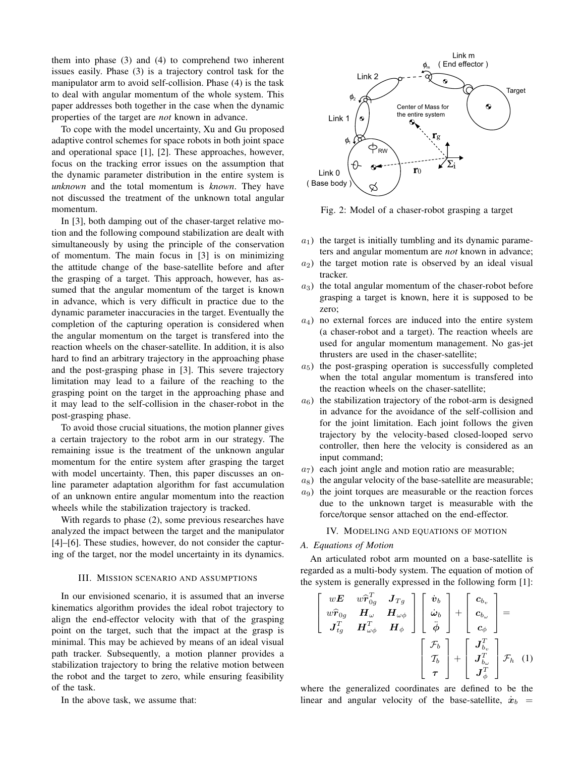them into phase (3) and (4) to comprehend two inherent issues easily. Phase (3) is a trajectory control task for the manipulator arm to avoid self-collision. Phase (4) is the task to deal with angular momentum of the whole system. This paper addresses both together in the case when the dynamic properties of the target are *not* known in advance.

To cope with the model uncertainty, Xu and Gu proposed adaptive control schemes for space robots in both joint space and operational space [1], [2]. These approaches, however, focus on the tracking error issues on the assumption that the dynamic parameter distribution in the entire system is *unknown* and the total momentum is *known*. They have not discussed the treatment of the unknown total angular momentum.

In [3], both damping out of the chaser-target relative motion and the following compound stabilization are dealt with simultaneously by using the principle of the conservation of momentum. The main focus in [3] is on minimizing the attitude change of the base-satellite before and after the grasping of a target. This approach, however, has assumed that the angular momentum of the target is known in advance, which is very difficult in practice due to the dynamic parameter inaccuracies in the target. Eventually the completion of the capturing operation is considered when the angular momentum on the target is transfered into the reaction wheels on the chaser-satellite. In addition, it is also hard to find an arbitrary trajectory in the approaching phase and the post-grasping phase in [3]. This severe trajectory limitation may lead to a failure of the reaching to the grasping point on the target in the approaching phase and it may lead to the self-collision in the chaser-robot in the post-grasping phase.

To avoid those crucial situations, the motion planner gives a certain trajectory to the robot arm in our strategy. The remaining issue is the treatment of the unknown angular momentum for the entire system after grasping the target with model uncertainty. Then, this paper discusses an online parameter adaptation algorithm for fast accumulation of an unknown entire angular momentum into the reaction wheels while the stabilization trajectory is tracked.

With regards to phase (2), some previous researches have analyzed the impact between the target and the manipulator [4]–[6]. These studies, however, do not consider the capturing of the target, nor the model uncertainty in its dynamics.

## III. Mission scenario and assumptions

In our envisioned scenario, it is assumed that an inverse kinematics algorithm provides the ideal robot trajectory to align the end-effector velocity with that of the grasping point on the target, such that the impact at the grasp is minimal. This may be achieved by means of an ideal visual path tracker. Subsequently, a motion planner provides a stabilization trajectory to bring the relative motion between the robot and the target to zero, while ensuring feasibility of the task.

In the above task, we assume that:

Link m
( End effector )
Link 2
Target
Center of Mass for the entire system
Link 1
$\phi_m$
$\phi_2$
$\phi_1$
RW
$\mathbf{r}_g$
$\Sigma_i$
$\mathbf{r}_0$
Link 0
( Base body )

Fig. 2: Model of a chaser-robot grasping a target

- $a_1$) the target is initially tumbling and its dynamic parameters and angular momentum are *not* known in advance;
- $a_2$) the target motion rate is observed by an ideal visual tracker.
- $a_3$) the total angular momentum of the chaser-robot before grasping a target is known, here it is supposed to be zero;
- $a_4$) no external forces are induced into the entire system (a chaser-robot and a target). The reaction wheels are used for angular momentum management. No gas-jet thrusters are used in the chaser-satellite;
- $a_5$) the post-grasping operation is successfully completed when the total angular momentum is transfered into the reaction wheels on the chaser-satellite;
- $a_6$) the stabilization trajectory of the robot-arm is designed in advance for the avoidance of the self-collision and for the joint limitation. Each joint follows the given trajectory by the velocity-based closed-looped servo controller, then here the velocity is considered as an input command;
- $a_7$) each joint angle and motion ratio are measurable;
- $a_8$) the angular velocity of the base-satellite are measurable;
- $a_9$) the joint torques are measurable or the reaction forces due to the unknown target is measurable with the force/torque sensor attached on the end-effector.

## IV. Modeling and equations of motion

### A. Equations of Motion

An articulated robot arm mounted on a base-satellite is regarded as a multi-body system. The equation of motion of the system is generally expressed in the following form [1]:

$$\begin{bmatrix} w\boldsymbol{E} & w\widehat{\boldsymbol{r}}_{0g}^T & \boldsymbol{J}_{Tg} \\ w\widehat{\boldsymbol{r}}_{0g} & \boldsymbol{H}_{\omega} & \boldsymbol{H}_{\omega\phi} \\ \boldsymbol{J}_{tg}^T & \boldsymbol{H}_{\omega\phi}^T & \boldsymbol{H}_{\phi} \end{bmatrix} \begin{bmatrix} \dot{\boldsymbol{v}}_b \\ \dot{\boldsymbol{\omega}}_b \\ \ddot{\boldsymbol{\phi}} \end{bmatrix} + \begin{bmatrix} \boldsymbol{c}_{b_v} \\ \boldsymbol{c}_{b_\omega} \\ \boldsymbol{c}_{\phi} \end{bmatrix} = \begin{bmatrix} \mathcal{F}_b \\ \mathcal{T}_b \\ \boldsymbol{\tau} \end{bmatrix} + \begin{bmatrix} \boldsymbol{J}_{b_v}^T \\ \boldsymbol{J}_{b_\omega}^T \\ \boldsymbol{J}_{\phi}^T \end{bmatrix} \mathcal{F}_h \quad (1)$$

where the generalized coordinates are defined to be the linear and angular velocity of the base-satellite, $\dot{\boldsymbol{x}}_b =$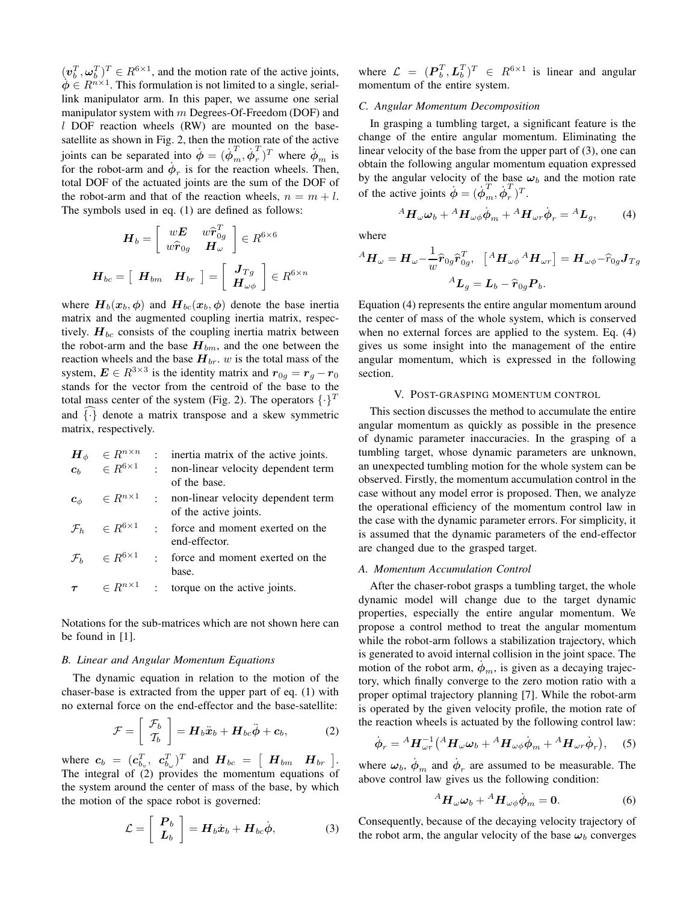$(\boldsymbol{v}_b^T, \boldsymbol{\omega}_b^T)^T \in R^{6\times1}$, and the motion rate of the active joints, $\dot{\boldsymbol{\phi}} \in R^{n\times1}$. This formulation is not limited to a single, serial-link manipulator arm. In this paper, we assume one serial manipulator system with $m$ Degrees-Of-Freedom (DOF) and $l$ DOF reaction wheels (RW) are mounted on the base-satellite as shown in Fig. 2, then the motion rate of the active joints can be separated into $\dot{\boldsymbol{\phi}} = (\dot{\boldsymbol{\phi}}_m^T, \dot{\boldsymbol{\phi}}_r^T)^T$ where $\dot{\boldsymbol{\phi}}_m$ is for the robot-arm and $\dot{\boldsymbol{\phi}}_r$ is for the reaction wheels. Then, total DOF of the actuated joints are the sum of the DOF of the robot-arm and that of the reaction wheels, $n = m + l$. The symbols used in eq. (1) are defined as follows:

$$\boldsymbol{H}_b = \begin{bmatrix} w\boldsymbol{E} & w\widehat{\boldsymbol{r}}_{0g}^T \\ w\widehat{\boldsymbol{r}}_{0g} & \boldsymbol{H}_\omega \end{bmatrix} \in R^{6\times6}$$

$$\boldsymbol{H}_{bc} = \begin{bmatrix} \boldsymbol{H}_{bm} & \boldsymbol{H}_{br} \end{bmatrix} = \begin{bmatrix} \boldsymbol{J}_{Tg} \\ \boldsymbol{H}_{\omega\phi} \end{bmatrix} \in R^{6\times n}$$

where $\boldsymbol{H}_b(\boldsymbol{x}_b, \boldsymbol{\phi})$ and $\boldsymbol{H}_{bc}(\boldsymbol{x}_b, \boldsymbol{\phi})$ denote the base inertia matrix and the augmented coupling inertia matrix, respectively. $\boldsymbol{H}_{bc}$ consists of the coupling inertia matrix between the robot-arm and the base $\boldsymbol{H}_{bm}$, and the one between the reaction wheels and the base $\boldsymbol{H}_{br}$. $w$ is the total mass of the system, $\boldsymbol{E} \in R^{3\times3}$ is the identity matrix and $\boldsymbol{r}_{0g} = \boldsymbol{r}_g - \boldsymbol{r}_0$ stands for the vector from the centroid of the base to the total mass center of the system (Fig. 2). The operators $\{\cdot\}^T$ and $\widehat{\{\cdot\}}$ denote a matrix transpose and a skew symmetric matrix, respectively.

| | | | |
|---|---|---|---|
| $\boldsymbol{H}_\phi$ | $\in R^{n\times n}$ | : | inertia matrix of the active joints. |
| $\boldsymbol{c}_b$ | $\in R^{6\times1}$ | : | non-linear velocity dependent term of the base. |
| $\boldsymbol{c}_\phi$ | $\in R^{n\times1}$ | : | non-linear velocity dependent term of the active joints. |
| $\mathcal{F}_h$ | $\in R^{6\times1}$ | : | force and moment exerted on the end-effector. |
| $\mathcal{F}_b$ | $\in R^{6\times1}$ | : | force and moment exerted on the base. |
| $\boldsymbol{\tau}$ | $\in R^{n\times1}$ | : | torque on the active joints. |

Notations for the sub-matrices which are not shown here can be found in [1].

### B. Linear and Angular Momentum Equations

The dynamic equation in relation to the motion of the chaser-base is extracted from the upper part of eq. (1) with no external force on the end-effector and the base-satellite:

$$\mathcal{F} = \begin{bmatrix} \mathcal{F}_b \\ \mathcal{T}_b \end{bmatrix} = \boldsymbol{H}_b\ddot{\boldsymbol{x}}_b + \boldsymbol{H}_{bc}\ddot{\boldsymbol{\phi}} + \boldsymbol{c}_b, \tag{2}$$

where $\boldsymbol{c}_b = (\boldsymbol{c}_{b_v}^T,\ \boldsymbol{c}_{b_\omega}^T)^T$ and $\boldsymbol{H}_{bc} = \begin{bmatrix} \boldsymbol{H}_{bm} & \boldsymbol{H}_{br} \end{bmatrix}$. The integral of (2) provides the momentum equations of the system around the center of mass of the base, by which the motion of the space robot is governed:

$$\mathcal{L} = \begin{bmatrix} \boldsymbol{P}_b \\ \boldsymbol{L}_b \end{bmatrix} = \boldsymbol{H}_b\dot{\boldsymbol{x}}_b + \boldsymbol{H}_{bc}\dot{\boldsymbol{\phi}}, \tag{3}$$

where $\mathcal{L} = (\boldsymbol{P}_b^T, \boldsymbol{L}_b^T)^T \in R^{6\times1}$ is linear and angular momentum of the entire system.

### C. Angular Momentum Decomposition

In grasping a tumbling target, a significant feature is the change of the entire angular momentum. Eliminating the linear velocity of the base from the upper part of (3), one can obtain the following angular momentum equation expressed by the angular velocity of the base $\boldsymbol{\omega}_b$ and the motion rate of the active joints $\dot{\boldsymbol{\phi}} = (\dot{\boldsymbol{\phi}}_m^T, \dot{\boldsymbol{\phi}}_r^T)^T$.

$${}^A\boldsymbol{H}_\omega\boldsymbol{\omega}_b + {}^A\boldsymbol{H}_{\omega\phi}\dot{\boldsymbol{\phi}}_m + {}^A\boldsymbol{H}_{\omega r}\dot{\boldsymbol{\phi}}_r = {}^A\boldsymbol{L}_g, \tag{4}$$

where

$${}^A\boldsymbol{H}_\omega = \boldsymbol{H}_\omega - \frac{1}{w}\widehat{\boldsymbol{r}}_{0g}\widehat{\boldsymbol{r}}_{0g}^T, \quad \begin{bmatrix} {}^A\boldsymbol{H}_{\omega\phi} & {}^A\boldsymbol{H}_{\omega r} \end{bmatrix} = \boldsymbol{H}_{\omega\phi} - \widehat{r}_{0g}\boldsymbol{J}_{Tg}$$

$${}^A\boldsymbol{L}_g = \boldsymbol{L}_b - \widehat{\boldsymbol{r}}_{0g}\boldsymbol{P}_b.$$

Equation (4) represents the entire angular momentum around the center of mass of the whole system, which is conserved when no external forces are applied to the system. Eq. (4) gives us some insight into the management of the entire angular momentum, which is expressed in the following section.

## V. POST-GRASPING MOMENTUM CONTROL

This section discusses the method to accumulate the entire angular momentum as quickly as possible in the presence of dynamic parameter inaccuracies. In the grasping of a tumbling target, whose dynamic parameters are unknown, an unexpected tumbling motion for the whole system can be observed. Firstly, the momentum accumulation control in the case without any model error is proposed. Then, we analyze the operational efficiency of the momentum control law in the case with the dynamic parameter errors. For simplicity, it is assumed that the dynamic parameters of the end-effector are changed due to the grasped target.

### A. Momentum Accumulation Control

After the chaser-robot grasps a tumbling target, the whole dynamic model will change due to the target dynamic properties, especially the entire angular momentum. We propose a control method to treat the angular momentum while the robot-arm follows a stabilization trajectory, which is generated to avoid internal collision in the joint space. The motion of the robot arm, $\dot{\boldsymbol{\phi}}_m$, is given as a decaying trajectory, which finally converge to the zero motion ratio with a proper optimal trajectory planning [7]. While the robot-arm is operated by the given velocity profile, the motion rate of the reaction wheels is actuated by the following control law:

$$\dot{\boldsymbol{\phi}}_r = {}^A\boldsymbol{H}_{\omega r}^{-1}\left({}^A\boldsymbol{H}_\omega\boldsymbol{\omega}_b + {}^A\boldsymbol{H}_{\omega\phi}\dot{\boldsymbol{\phi}}_m + {}^A\boldsymbol{H}_{\omega r}\dot{\boldsymbol{\phi}}_r\right), \tag{5}$$

where $\boldsymbol{\omega}_b$, $\dot{\boldsymbol{\phi}}_m$ and $\dot{\boldsymbol{\phi}}_r$ are assumed to be measurable. The above control law gives us the following condition:

$${}^A\boldsymbol{H}_\omega\boldsymbol{\omega}_b + {}^A\boldsymbol{H}_{\omega\phi}\dot{\boldsymbol{\phi}}_m = \boldsymbol{0}. \tag{6}$$

Consequently, because of the decaying velocity trajectory of the robot arm, the angular velocity of the base $\boldsymbol{\omega}_b$ converges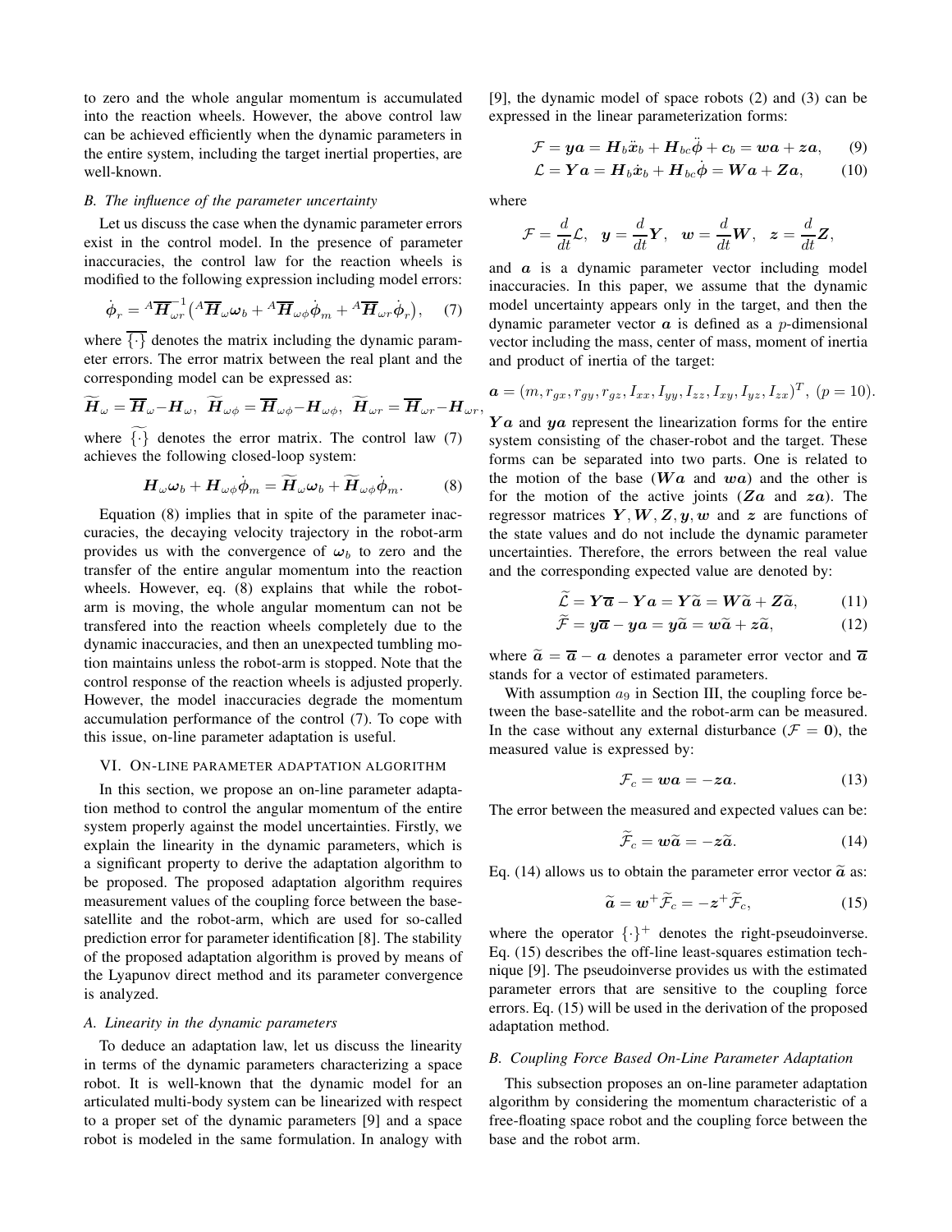to zero and the whole angular momentum is accumulated into the reaction wheels. However, the above control law can be achieved efficiently when the dynamic parameters in the entire system, including the target inertial properties, are well-known.

### B. The influence of the parameter uncertainty

Let us discuss the case when the dynamic parameter errors exist in the control model. In the presence of parameter inaccuracies, the control law for the reaction wheels is modified to the following expression including model errors:

$$\dot{\boldsymbol{\phi}}_r = {}^A\overline{\boldsymbol{H}}_{\omega r}^{-1}\left({}^A\overline{\boldsymbol{H}}_{\omega}\boldsymbol{\omega}_b + {}^A\overline{\boldsymbol{H}}_{\omega\phi}\dot{\boldsymbol{\phi}}_m + {}^A\overline{\boldsymbol{H}}_{\omega r}\dot{\boldsymbol{\phi}}_r\right), \quad (7)$$

where $\overline{\{\cdot\}}$ denotes the matrix including the dynamic parameter errors. The error matrix between the real plant and the corresponding model can be expressed as:

$$\widetilde{\boldsymbol{H}}_{\omega} = \overline{\boldsymbol{H}}_{\omega} - \boldsymbol{H}_{\omega},\ \ \widetilde{\boldsymbol{H}}_{\omega\phi} = \overline{\boldsymbol{H}}_{\omega\phi} - \boldsymbol{H}_{\omega\phi},\ \ \widetilde{\boldsymbol{H}}_{\omega r} = \overline{\boldsymbol{H}}_{\omega r} - \boldsymbol{H}_{\omega r},$$

where $\widetilde{\{\cdot\}}$ denotes the error matrix. The control law (7) achieves the following closed-loop system:

$$\boldsymbol{H}_{\omega}\boldsymbol{\omega}_b + \boldsymbol{H}_{\omega\phi}\dot{\boldsymbol{\phi}}_m = \widetilde{\boldsymbol{H}}_{\omega}\boldsymbol{\omega}_b + \widetilde{\boldsymbol{H}}_{\omega\phi}\dot{\boldsymbol{\phi}}_m. \quad (8)$$

Equation (8) implies that in spite of the parameter inaccuracies, the decaying velocity trajectory in the robot-arm provides us with the convergence of $\boldsymbol{\omega}_b$ to zero and the transfer of the entire angular momentum into the reaction wheels. However, eq. (8) explains that while the robot-arm is moving, the whole angular momentum can not be transfered into the reaction wheels completely due to the dynamic inaccuracies, and then an unexpected tumbling motion maintains unless the robot-arm is stopped. Note that the control response of the reaction wheels is adjusted properly. However, the model inaccuracies degrade the momentum accumulation performance of the control (7). To cope with this issue, on-line parameter adaptation is useful.

## VI. On-line parameter adaptation algorithm

In this section, we propose an on-line parameter adaptation method to control the angular momentum of the entire system properly against the model uncertainties. Firstly, we explain the linearity in the dynamic parameters, which is a significant property to derive the adaptation algorithm to be proposed. The proposed adaptation algorithm requires measurement values of the coupling force between the base-satellite and the robot-arm, which are used for so-called prediction error for parameter identification [8]. The stability of the proposed adaptation algorithm is proved by means of the Lyapunov direct method and its parameter convergence is analyzed.

### A. Linearity in the dynamic parameters

To deduce an adaptation law, let us discuss the linearity in terms of the dynamic parameters characterizing a space robot. It is well-known that the dynamic model for an articulated multi-body system can be linearized with respect to a proper set of the dynamic parameters [9] and a space robot is modeled in the same formulation. In analogy with [9], the dynamic model of space robots (2) and (3) can be expressed in the linear parameterization forms:

$$\mathcal{F} = \boldsymbol{y}\boldsymbol{a} = \boldsymbol{H}_b\ddot{\boldsymbol{x}}_b + \boldsymbol{H}_{bc}\ddot{\boldsymbol{\phi}} + \boldsymbol{c}_b = \boldsymbol{w}\boldsymbol{a} + \boldsymbol{z}\boldsymbol{a}, \quad (9)$$

$$\mathcal{L} = \boldsymbol{Y}\boldsymbol{a} = \boldsymbol{H}_b\dot{\boldsymbol{x}}_b + \boldsymbol{H}_{bc}\dot{\boldsymbol{\phi}} = \boldsymbol{W}\boldsymbol{a} + \boldsymbol{Z}\boldsymbol{a}, \quad (10)$$

where

$$\mathcal{F} = \frac{d}{dt}\mathcal{L},\ \ \boldsymbol{y} = \frac{d}{dt}\boldsymbol{Y},\ \ \boldsymbol{w} = \frac{d}{dt}\boldsymbol{W},\ \ \boldsymbol{z} = \frac{d}{dt}\boldsymbol{Z},$$

and $\boldsymbol{a}$ is a dynamic parameter vector including model inaccuracies. In this paper, we assume that the dynamic model uncertainty appears only in the target, and then the dynamic parameter vector $\boldsymbol{a}$ is defined as a $p$-dimensional vector including the mass, center of mass, moment of inertia and product of inertia of the target:

$$\boldsymbol{a} = (m, r_{gx}, r_{gy}, r_{gz}, I_{xx}, I_{yy}, I_{zz}, I_{xy}, I_{yz}, I_{zx})^T,\ (p = 10).$$

$\boldsymbol{Y}\boldsymbol{a}$ and $\boldsymbol{y}\boldsymbol{a}$ represent the linearization forms for the entire system consisting of the chaser-robot and the target. These forms can be separated into two parts. One is related to the motion of the base ($\boldsymbol{W}\boldsymbol{a}$ and $\boldsymbol{w}\boldsymbol{a}$) and the other is for the motion of the active joints ($\boldsymbol{Z}\boldsymbol{a}$ and $\boldsymbol{z}\boldsymbol{a}$). The regressor matrices $\boldsymbol{Y}, \boldsymbol{W}, \boldsymbol{Z}, \boldsymbol{y}, \boldsymbol{w}$ and $\boldsymbol{z}$ are functions of the state values and do not include the dynamic parameter uncertainties. Therefore, the errors between the real value and the corresponding expected value are denoted by:

$$\widetilde{\mathcal{L}} = \boldsymbol{Y}\overline{\boldsymbol{a}} - \boldsymbol{Y}\boldsymbol{a} = \boldsymbol{Y}\widetilde{\boldsymbol{a}} = \boldsymbol{W}\widetilde{\boldsymbol{a}} + \boldsymbol{Z}\widetilde{\boldsymbol{a}}, \quad (11)$$

$$\widetilde{\mathcal{F}} = \boldsymbol{y}\overline{\boldsymbol{a}} - \boldsymbol{y}\boldsymbol{a} = \boldsymbol{y}\widetilde{\boldsymbol{a}} = \boldsymbol{w}\widetilde{\boldsymbol{a}} + \boldsymbol{z}\widetilde{\boldsymbol{a}}, \quad (12)$$

where $\widetilde{\boldsymbol{a}} = \overline{\boldsymbol{a}} - \boldsymbol{a}$ denotes a parameter error vector and $\overline{\boldsymbol{a}}$ stands for a vector of estimated parameters.

With assumption $a_9$ in Section III, the coupling force between the base-satellite and the robot-arm can be measured. In the case without any external disturbance ($\mathcal{F} = \boldsymbol{0}$), the measured value is expressed by:

$$\mathcal{F}_c = \boldsymbol{w}\boldsymbol{a} = -\boldsymbol{z}\boldsymbol{a}. \quad (13)$$

The error between the measured and expected values can be:

$$\widetilde{\mathcal{F}}_c = \boldsymbol{w}\widetilde{\boldsymbol{a}} = -\boldsymbol{z}\widetilde{\boldsymbol{a}}. \quad (14)$$

Eq. (14) allows us to obtain the parameter error vector $\widetilde{\boldsymbol{a}}$ as:

$$\widetilde{\boldsymbol{a}} = \boldsymbol{w}^{+}\widetilde{\mathcal{F}}_c = -\boldsymbol{z}^{+}\widetilde{\mathcal{F}}_c, \quad (15)$$

where the operator $\{\cdot\}^{+}$ denotes the right-pseudoinverse. Eq. (15) describes the off-line least-squares estimation technique [9]. The pseudoinverse provides us with the estimated parameter errors that are sensitive to the coupling force errors. Eq. (15) will be used in the derivation of the proposed adaptation method.

### B. Coupling Force Based On-Line Parameter Adaptation

This subsection proposes an on-line parameter adaptation algorithm by considering the momentum characteristic of a free-floating space robot and the coupling force between the base and the robot arm.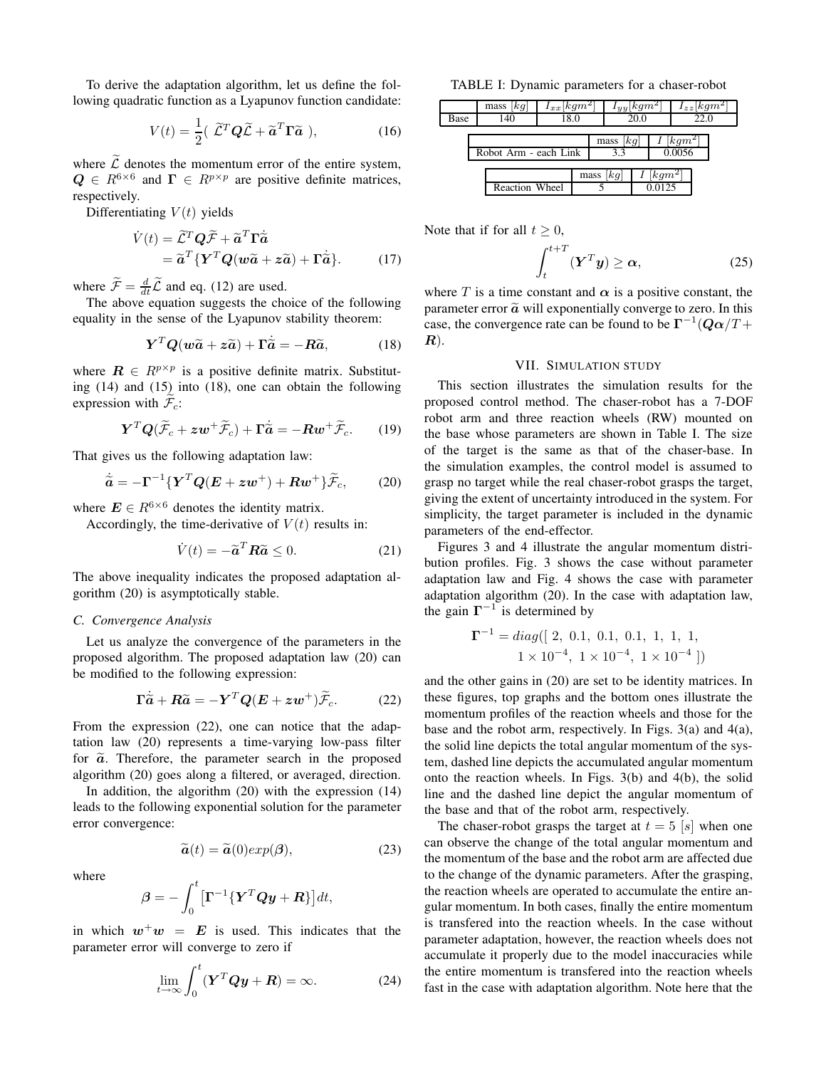To derive the adaptation algorithm, let us define the following quadratic function as a Lyapunov function candidate:

$$V(t) = \frac{1}{2}( \ \widetilde{\mathcal{L}}^T \boldsymbol{Q} \widetilde{\mathcal{L}} + \widetilde{\boldsymbol{a}}^T \boldsymbol{\Gamma} \widetilde{\boldsymbol{a}} \ ), \tag{16}$$

where $\widetilde{\mathcal{L}}$ denotes the momentum error of the entire system, $\boldsymbol{Q} \in R^{6\times 6}$ and $\boldsymbol{\Gamma} \in R^{p\times p}$ are positive definite matrices, respectively.

Differentiating $V(t)$ yields

$$\begin{aligned}\dot{V}(t) &= \widetilde{\mathcal{L}}^T \boldsymbol{Q} \widetilde{\mathcal{F}} + \widetilde{\boldsymbol{a}}^T \boldsymbol{\Gamma} \dot{\widetilde{\boldsymbol{a}}} \\ &= \widetilde{\boldsymbol{a}}^T \{ \boldsymbol{Y}^T \boldsymbol{Q} (\boldsymbol{w} \widetilde{\boldsymbol{a}} + \boldsymbol{z} \widetilde{\boldsymbol{a}}) + \boldsymbol{\Gamma} \dot{\widetilde{\boldsymbol{a}}} \}. \end{aligned} \tag{17}$$

where $\widetilde{\mathcal{F}} = \frac{d}{dt}\widetilde{\mathcal{L}}$ and eq. (12) are used.

The above equation suggests the choice of the following equality in the sense of the Lyapunov stability theorem:

$$\boldsymbol{Y}^T \boldsymbol{Q} (\boldsymbol{w} \widetilde{\boldsymbol{a}} + \boldsymbol{z} \widetilde{\boldsymbol{a}}) + \boldsymbol{\Gamma} \dot{\widetilde{\boldsymbol{a}}} = -\boldsymbol{R} \widetilde{\boldsymbol{a}}, \tag{18}$$

where $\boldsymbol{R} \in R^{p\times p}$ is a positive definite matrix. Substituting (14) and (15) into (18), one can obtain the following expression with $\widetilde{\mathcal{F}}_c$:

$$\boldsymbol{Y}^T \boldsymbol{Q} (\widetilde{\mathcal{F}}_c + \boldsymbol{z} \boldsymbol{w}^+ \widetilde{\mathcal{F}}_c) + \boldsymbol{\Gamma} \dot{\widetilde{\boldsymbol{a}}} = -\boldsymbol{R} \boldsymbol{w}^+ \widetilde{\mathcal{F}}_c. \tag{19}$$

That gives us the following adaptation law:

$$\dot{\widetilde{\boldsymbol{a}}} = -\boldsymbol{\Gamma}^{-1} \{ \boldsymbol{Y}^T \boldsymbol{Q} (\boldsymbol{E} + \boldsymbol{z} \boldsymbol{w}^+) + \boldsymbol{R} \boldsymbol{w}^+ \} \widetilde{\mathcal{F}}_c, \tag{20}$$

where $\boldsymbol{E} \in R^{6\times 6}$ denotes the identity matrix.

Accordingly, the time-derivative of $V(t)$ results in:

$$\dot{V}(t) = -\widetilde{\boldsymbol{a}}^T \boldsymbol{R} \widetilde{\boldsymbol{a}} \leq 0. \tag{21}$$

The above inequality indicates the proposed adaptation algorithm (20) is asymptotically stable.

### *C. Convergence Analysis*

Let us analyze the convergence of the parameters in the proposed algorithm. The proposed adaptation law (20) can be modified to the following expression:

$$\boldsymbol{\Gamma} \dot{\widetilde{\boldsymbol{a}}} + \boldsymbol{R} \widetilde{\boldsymbol{a}} = -\boldsymbol{Y}^T \boldsymbol{Q} (\boldsymbol{E} + \boldsymbol{z} \boldsymbol{w}^+) \widetilde{\mathcal{F}}_c. \tag{22}$$

From the expression (22), one can notice that the adaptation law (20) represents a time-varying low-pass filter for $\widetilde{\boldsymbol{a}}$. Therefore, the parameter search in the proposed algorithm (20) goes along a filtered, or averaged, direction.

In addition, the algorithm (20) with the expression (14) leads to the following exponential solution for the parameter error convergence:

$$\widetilde{\boldsymbol{a}}(t) = \widetilde{\boldsymbol{a}}(0) exp(\boldsymbol{\beta}), \tag{23}$$

where

$$\boldsymbol{\beta} = -\int_0^t \big[ \boldsymbol{\Gamma}^{-1} \{ \boldsymbol{Y}^T \boldsymbol{Q} \boldsymbol{y} + \boldsymbol{R} \} \big] dt,$$

in which $\boldsymbol{w}^+ \boldsymbol{w} = \boldsymbol{E}$ is used. This indicates that the parameter error will converge to zero if

$$\lim_{t\to\infty} \int_0^t (\boldsymbol{Y}^T \boldsymbol{Q} \boldsymbol{y} + \boldsymbol{R}) = \infty. \tag{24}$$

TABLE I: Dynamic parameters for a chaser-robot

| | mass $[kg]$ | $I_{xx}[kgm^2]$ | $I_{yy}[kgm^2]$ | $I_{zz}[kgm^2]$ |
|---|---|---|---|---|
| Base | 140 | 18.0 | 20.0 | 22.0 |

| | mass $[kg]$ | $I$ $[kgm^2]$ |
|---|---|---|
| Robot Arm - each Link | 3.3 | 0.0056 |

| | mass $[kg]$ | $I$ $[kgm^2]$ |
|---|---|---|
| Reaction Wheel | 5 | 0.0125 |

Note that if for all $t \geq 0$,

$$\int_t^{t+T} (\boldsymbol{Y}^T \boldsymbol{y}) \geq \boldsymbol{\alpha}, \tag{25}$$

where $T$ is a time constant and $\boldsymbol{\alpha}$ is a positive constant, the parameter error $\widetilde{\boldsymbol{a}}$ will exponentially converge to zero. In this case, the convergence rate can be found to be $\boldsymbol{\Gamma}^{-1}(\boldsymbol{Q}\boldsymbol{\alpha}/T + \boldsymbol{R})$.

## VII. Simulation Study

This section illustrates the simulation results for the proposed control method. The chaser-robot has a 7-DOF robot arm and three reaction wheels (RW) mounted on the base whose parameters are shown in Table I. The size of the target is the same as that of the chaser-base. In the simulation examples, the control model is assumed to grasp no target while the real chaser-robot grasps the target, giving the extent of uncertainty introduced in the system. For simplicity, the target parameter is included in the dynamic parameters of the end-effector.

Figures 3 and 4 illustrate the angular momentum distribution profiles. Fig. 3 shows the case without parameter adaptation law and Fig. 4 shows the case with parameter adaptation algorithm (20). In the case with adaptation law, the gain $\boldsymbol{\Gamma}^{-1}$ is determined by

$$\begin{aligned}\boldsymbol{\Gamma}^{-1} = diag([\ 2,\ 0.1,\ 0.1,\ 0.1,\ 1,\ 1,\ 1, \\ 1\times 10^{-4},\ 1\times 10^{-4},\ 1\times 10^{-4}\ ])\end{aligned}$$

and the other gains in (20) are set to be identity matrices. In these figures, top graphs and the bottom ones illustrate the momentum profiles of the reaction wheels and those for the base and the robot arm, respectively. In Figs. 3(a) and 4(a), the solid line depicts the total angular momentum of the system, dashed line depicts the accumulated angular momentum onto the reaction wheels. In Figs. 3(b) and 4(b), the solid line and the dashed line depict the angular momentum of the base and that of the robot arm, respectively.

The chaser-robot grasps the target at $t = 5$ $[s]$ when one can observe the change of the total angular momentum and the momentum of the base and the robot arm are affected due to the change of the dynamic parameters. After the grasping, the reaction wheels are operated to accumulate the entire angular momentum. In both cases, finally the entire momentum is transfered into the reaction wheels. In the case without parameter adaptation, however, the reaction wheels does not accumulate it properly due to the model inaccuracies while the entire momentum is transfered into the reaction wheels fast in the case with adaptation algorithm. Note here that the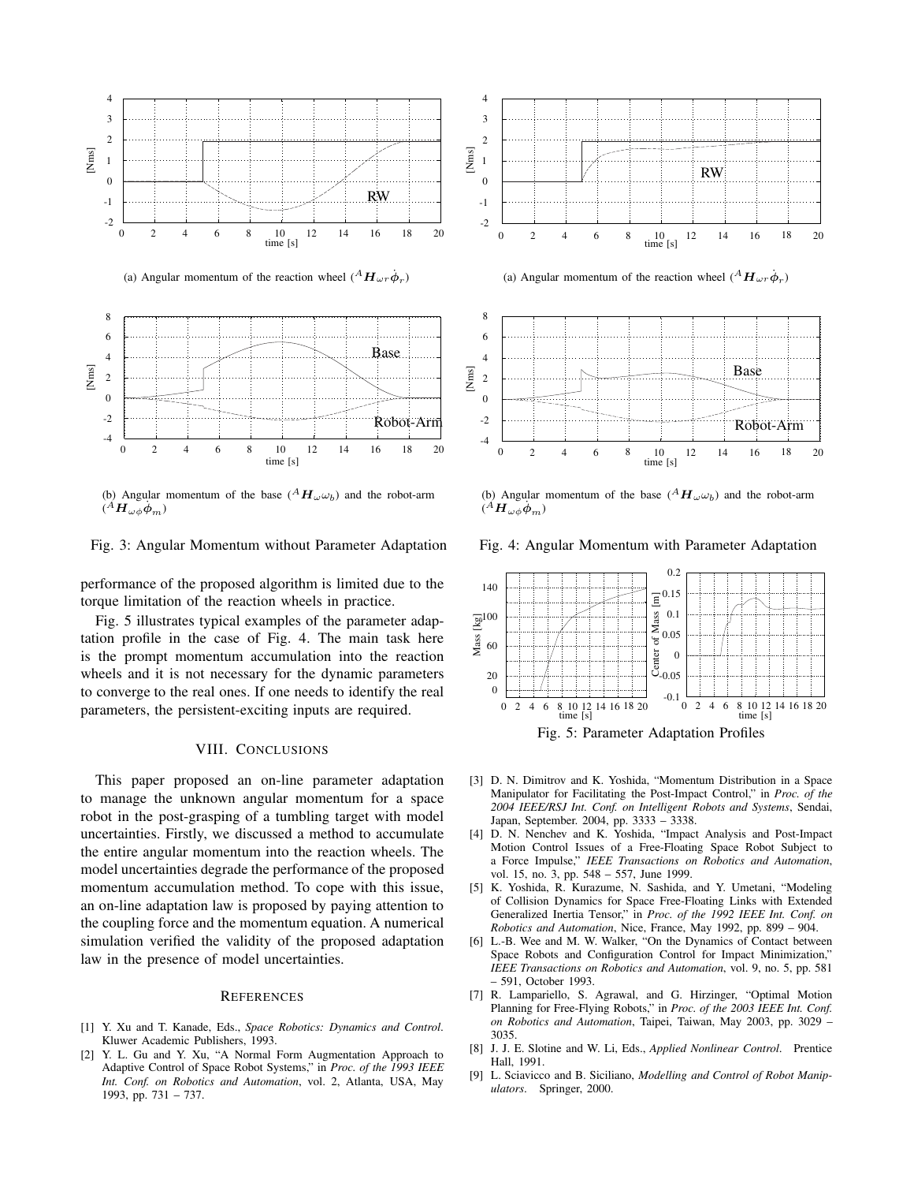4
3
2
1
0
-1
-2
[Nms]
0 2 4 6 8 10 12 14 16 18 20
time [s]
RW

(a) Angular momentum of the reaction wheel (${}^{A}\boldsymbol{H}_{\omega r}\dot{\boldsymbol{\phi}}_{r}$)

8
6
4
2
0
-2
-4
[Nms]
0 2 4 6 8 10 12 14 16 18 20
time [s]
Base
Robot-Arm

(b) Angular momentum of the base (${}^{A}\boldsymbol{H}_{\omega}\omega_{b}$) and the robot-arm (${}^{A}\boldsymbol{H}_{\omega\phi}\dot{\boldsymbol{\phi}}_{m}$)

Fig. 3: Angular Momentum without Parameter Adaptation

4
3
2
1
0
-1
-2
[Nms]
0 2 4 6 8 10 12 14 16 18 20
time [s]
RW

(a) Angular momentum of the reaction wheel (${}^{A}\boldsymbol{H}_{\omega r}\dot{\boldsymbol{\phi}}_{r}$)

8
6
4
2
0
-2
-4
[Nms]
0 2 4 6 8 10 12 14 16 18 20
time [s]
Base
Robot-Arm

(b) Angular momentum of the base (${}^{A}\boldsymbol{H}_{\omega}\omega_{b}$) and the robot-arm (${}^{A}\boldsymbol{H}_{\omega\phi}\dot{\boldsymbol{\phi}}_{m}$)

Fig. 4: Angular Momentum with Parameter Adaptation

performance of the proposed algorithm is limited due to the torque limitation of the reaction wheels in practice.

Fig. 5 illustrates typical examples of the parameter adaptation profile in the case of Fig. 4. The main task here is the prompt momentum accumulation into the reaction wheels and it is not necessary for the dynamic parameters to converge to the real ones. If one needs to identify the real parameters, the persistent-exciting inputs are required.

Mass [kg]
140
100
60
20
0
0 2 4 6 8 10 12 14 16 18 20
time [s]

Center of Mass [m]
0.2
0.15
0.1
0.05
0
-0.05
-0.1
0 2 4 6 8 10 12 14 16 18 20
time [s]

Fig. 5: Parameter Adaptation Profiles

## VIII. Conclusions

This paper proposed an on-line parameter adaptation to manage the unknown angular momentum for a space robot in the post-grasping of a tumbling target with model uncertainties. Firstly, we discussed a method to accumulate the entire angular momentum into the reaction wheels. The model uncertainties degrade the performance of the proposed momentum accumulation method. To cope with this issue, an on-line adaptation law is proposed by paying attention to the coupling force and the momentum equation. A numerical simulation verified the validity of the proposed adaptation law in the presence of model uncertainties.

## References

[1] Y. Xu and T. Kanade, Eds., *Space Robotics: Dynamics and Control*. Kluwer Academic Publishers, 1993.

[2] Y. L. Gu and Y. Xu, "A Normal Form Augmentation Approach to Adaptive Control of Space Robot Systems," in *Proc. of the 1993 IEEE Int. Conf. on Robotics and Automation*, vol. 2, Atlanta, USA, May 1993, pp. 731 – 737.

[3] D. N. Dimitrov and K. Yoshida, "Momentum Distribution in a Space Manipulator for Facilitating the Post-Impact Control," in *Proc. of the 2004 IEEE/RSJ Int. Conf. on Intelligent Robots and Systems*, Sendai, Japan, September. 2004, pp. 3333 – 3338.

[4] D. N. Nenchev and K. Yoshida, "Impact Analysis and Post-Impact Motion Control Issues of a Free-Floating Space Robot Subject to a Force Impulse," *IEEE Transactions on Robotics and Automation*, vol. 15, no. 3, pp. 548 – 557, June 1999.

[5] K. Yoshida, R. Kurazume, N. Sashida, and Y. Umetani, "Modeling of Collision Dynamics for Space Free-Floating Links with Extended Generalized Inertia Tensor," in *Proc. of the 1992 IEEE Int. Conf. on Robotics and Automation*, Nice, France, May 1992, pp. 899 – 904.

[6] L.-B. Wee and M. W. Walker, "On the Dynamics of Contact between Space Robots and Configuration Control for Impact Minimization," *IEEE Transactions on Robotics and Automation*, vol. 9, no. 5, pp. 581 – 591, October 1993.

[7] R. Lampariello, S. Agrawal, and G. Hirzinger, "Optimal Motion Planning for Free-Flying Robots," in *Proc. of the 2003 IEEE Int. Conf. on Robotics and Automation*, Taipei, Taiwan, May 2003, pp. 3029 – 3035.

[8] J. J. E. Slotine and W. Li, Eds., *Applied Nonlinear Control*. Prentice Hall, 1991.

[9] L. Sciavicco and B. Siciliano, *Modelling and Control of Robot Manipulators*. Springer, 2000.